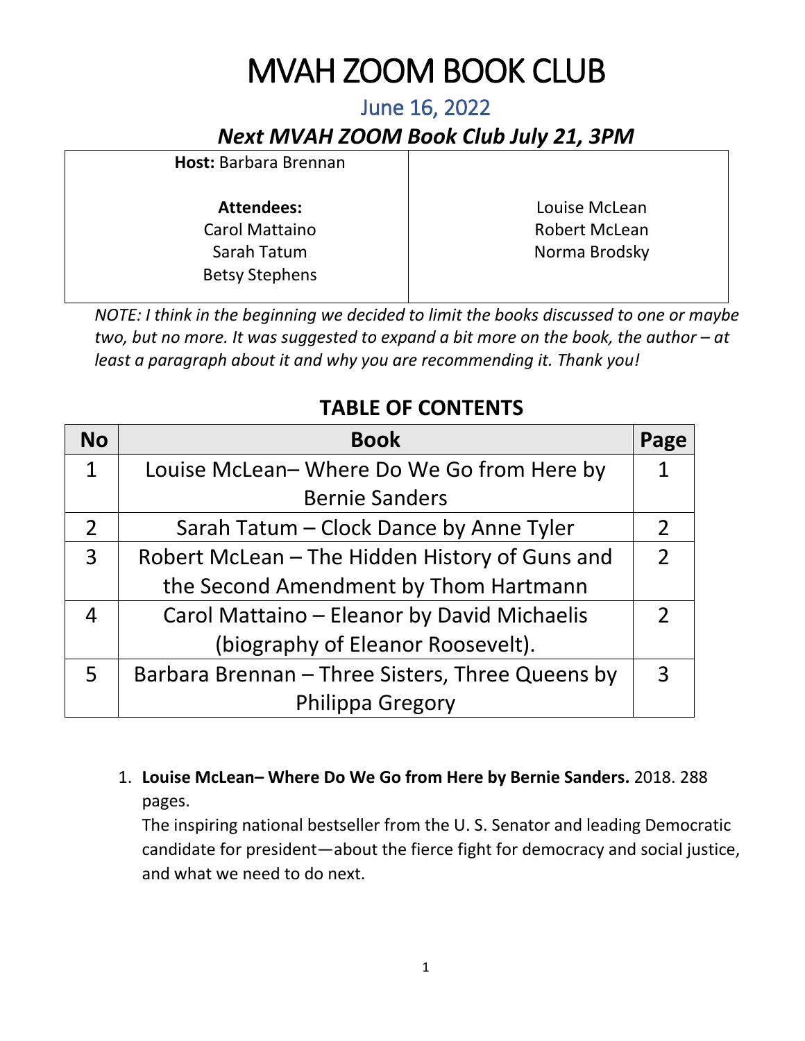# MVAH ZOOM BOOK CLUB

## June 16, 2022

### *Next MVAH ZOOM Book Club July 21, 3PM*

| **Host:** Barbara Brennan | |
|---|---|
| **Attendees:** | Louise McLean |
| Carol Mattaino | Robert McLean |
| Sarah Tatum | Norma Brodsky |
| Betsy Stephens | |

*NOTE: I think in the beginning we decided to limit the books discussed to one or maybe two, but no more. It was suggested to expand a bit more on the book, the author – at least a paragraph about it and why you are recommending it. Thank you!*

## TABLE OF CONTENTS

| No | Book | Page |
|---|---|---|
| 1 | Louise McLean– Where Do We Go from Here by Bernie Sanders | 1 |
| 2 | Sarah Tatum – Clock Dance by Anne Tyler | 2 |
| 3 | Robert McLean – The Hidden History of Guns and the Second Amendment by Thom Hartmann | 2 |
| 4 | Carol Mattaino – Eleanor by David Michaelis (biography of Eleanor Roosevelt). | 2 |
| 5 | Barbara Brennan – Three Sisters, Three Queens by Philippa Gregory | 3 |

1. **Louise McLean– Where Do We Go from Here by Bernie Sanders.** 2018. 288 pages.
   The inspiring national bestseller from the U. S. Senator and leading Democratic candidate for president—about the fierce fight for democracy and social justice, and what we need to do next.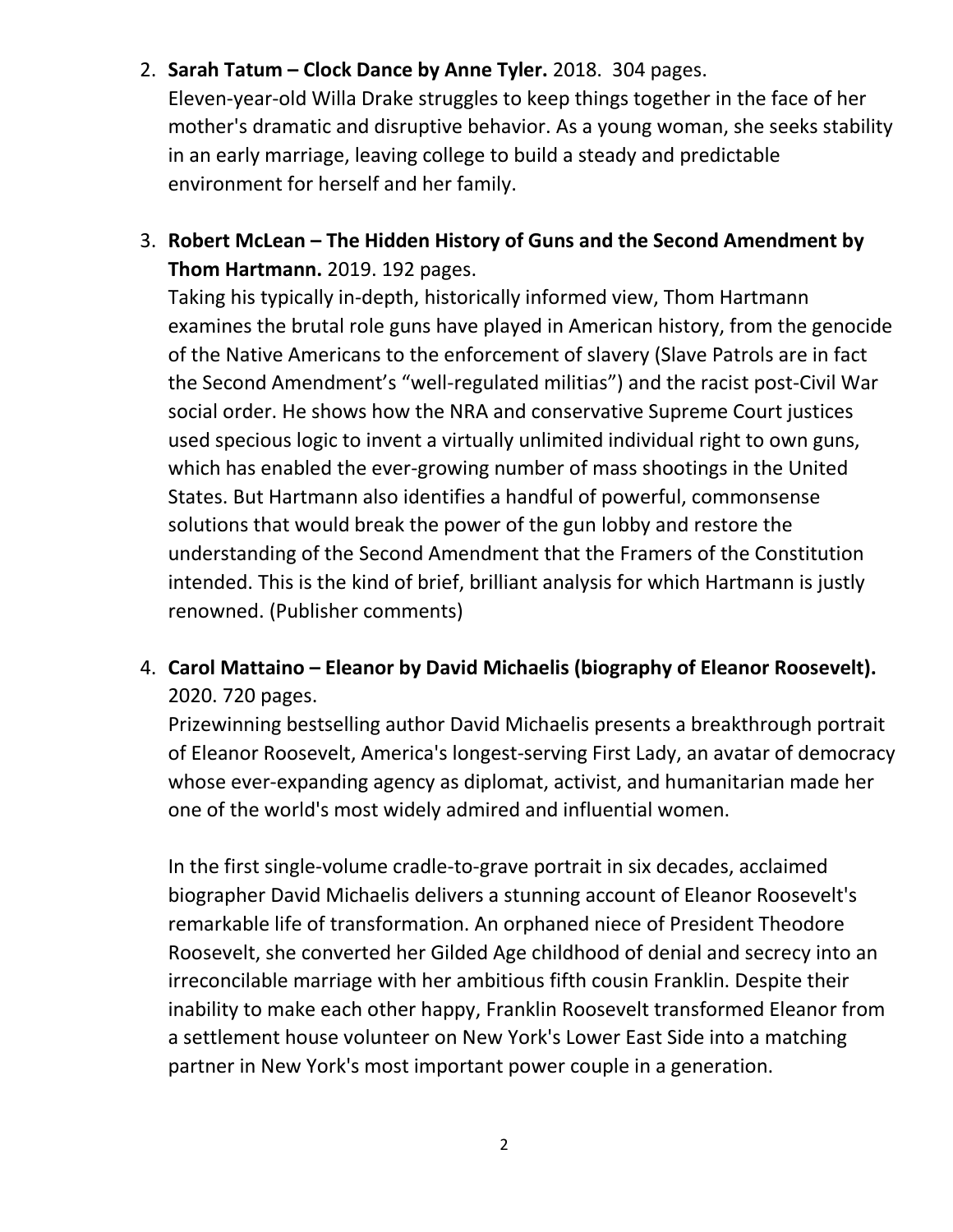2. **Sarah Tatum – Clock Dance by Anne Tyler.** 2018. 304 pages.
   Eleven-year-old Willa Drake struggles to keep things together in the face of her mother's dramatic and disruptive behavior. As a young woman, she seeks stability in an early marriage, leaving college to build a steady and predictable environment for herself and her family.

3. **Robert McLean – The Hidden History of Guns and the Second Amendment by Thom Hartmann.** 2019. 192 pages.
   Taking his typically in-depth, historically informed view, Thom Hartmann examines the brutal role guns have played in American history, from the genocide of the Native Americans to the enforcement of slavery (Slave Patrols are in fact the Second Amendment's "well-regulated militias") and the racist post-Civil War social order. He shows how the NRA and conservative Supreme Court justices used specious logic to invent a virtually unlimited individual right to own guns, which has enabled the ever-growing number of mass shootings in the United States. But Hartmann also identifies a handful of powerful, commonsense solutions that would break the power of the gun lobby and restore the understanding of the Second Amendment that the Framers of the Constitution intended. This is the kind of brief, brilliant analysis for which Hartmann is justly renowned. (Publisher comments)

4. **Carol Mattaino – Eleanor by David Michaelis (biography of Eleanor Roosevelt).** 2020. 720 pages.
   Prizewinning bestselling author David Michaelis presents a breakthrough portrait of Eleanor Roosevelt, America's longest-serving First Lady, an avatar of democracy whose ever-expanding agency as diplomat, activist, and humanitarian made her one of the world's most widely admired and influential women.

   In the first single-volume cradle-to-grave portrait in six decades, acclaimed biographer David Michaelis delivers a stunning account of Eleanor Roosevelt's remarkable life of transformation. An orphaned niece of President Theodore Roosevelt, she converted her Gilded Age childhood of denial and secrecy into an irreconcilable marriage with her ambitious fifth cousin Franklin. Despite their inability to make each other happy, Franklin Roosevelt transformed Eleanor from a settlement house volunteer on New York's Lower East Side into a matching partner in New York's most important power couple in a generation.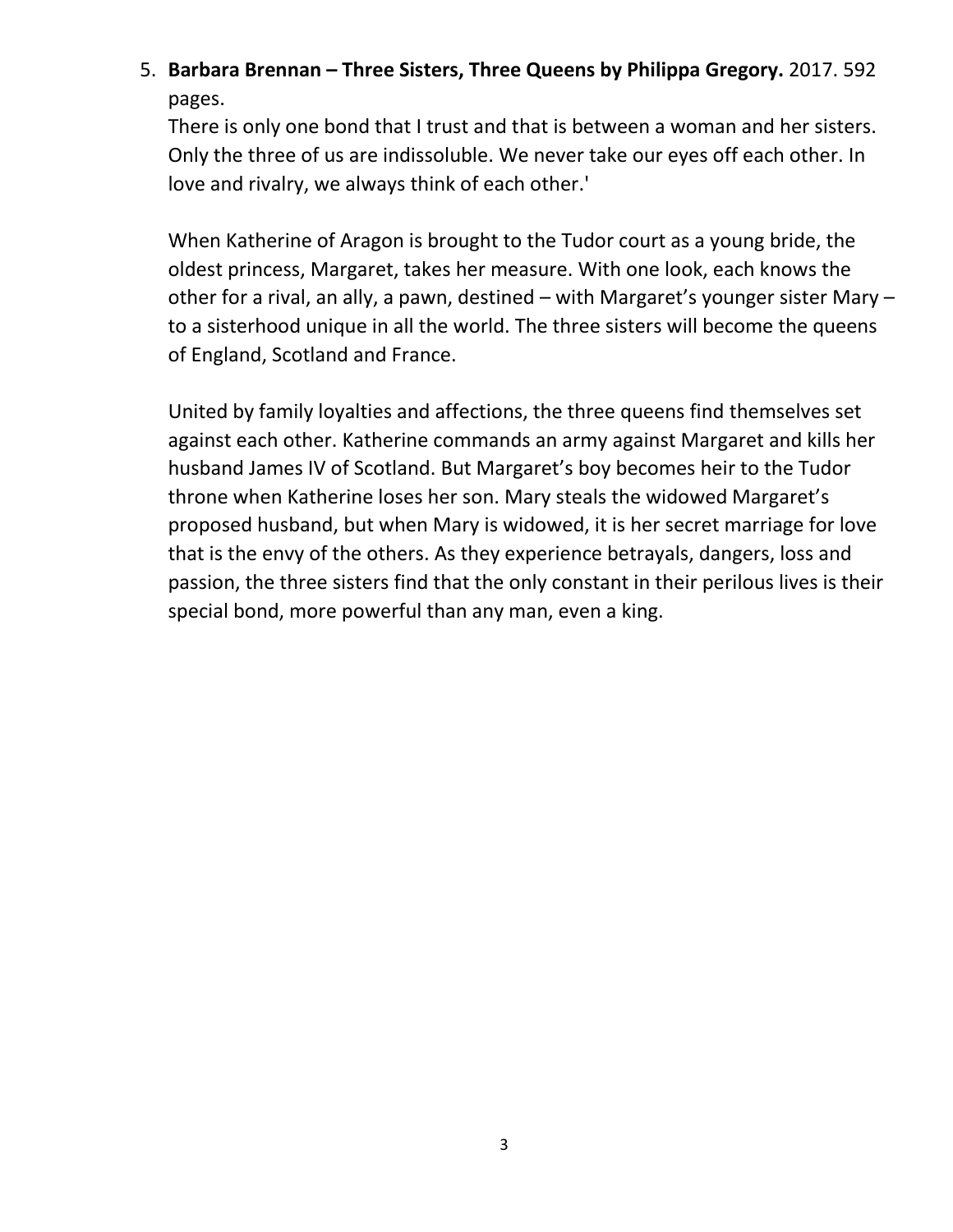5. **Barbara Brennan – Three Sisters, Three Queens by Philippa Gregory.** 2017. 592 pages.

   There is only one bond that I trust and that is between a woman and her sisters. Only the three of us are indissoluble. We never take our eyes off each other. In love and rivalry, we always think of each other.'

   When Katherine of Aragon is brought to the Tudor court as a young bride, the oldest princess, Margaret, takes her measure. With one look, each knows the other for a rival, an ally, a pawn, destined – with Margaret's younger sister Mary – to a sisterhood unique in all the world. The three sisters will become the queens of England, Scotland and France.

   United by family loyalties and affections, the three queens find themselves set against each other. Katherine commands an army against Margaret and kills her husband James IV of Scotland. But Margaret's boy becomes heir to the Tudor throne when Katherine loses her son. Mary steals the widowed Margaret's proposed husband, but when Mary is widowed, it is her secret marriage for love that is the envy of the others. As they experience betrayals, dangers, loss and passion, the three sisters find that the only constant in their perilous lives is their special bond, more powerful than any man, even a king.